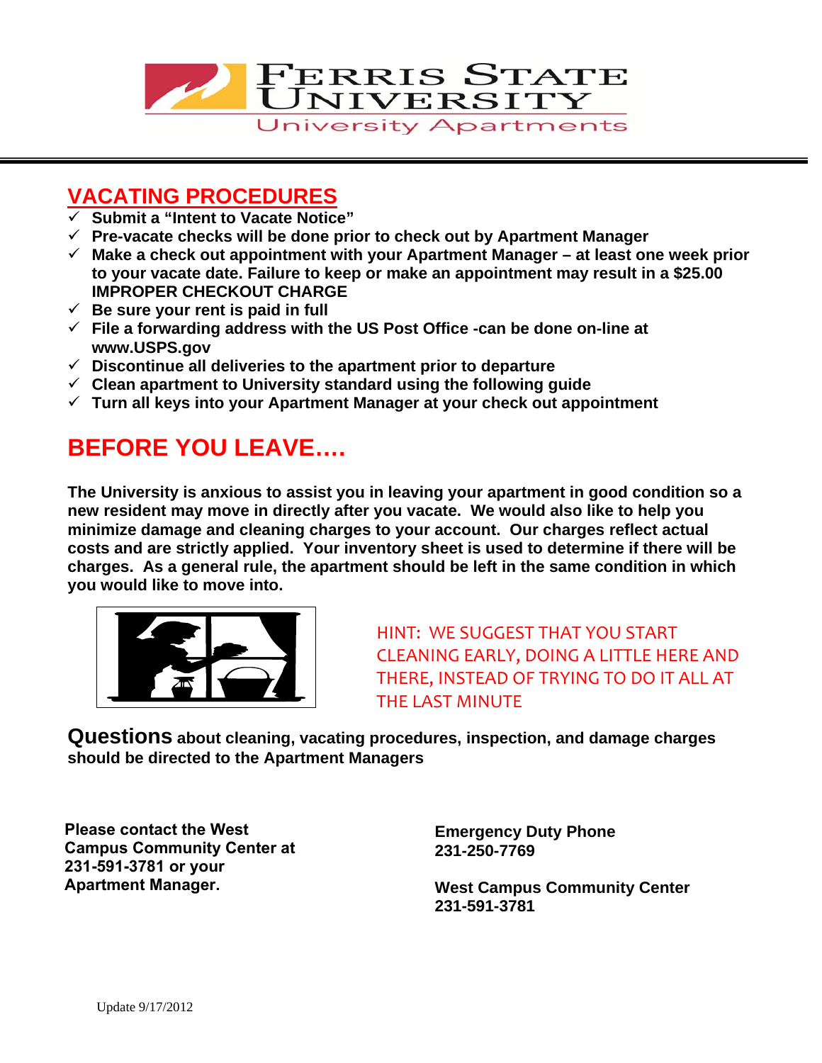# Ferris State University
## University Apartments

## VACATING PROCEDURES

- ✓ **Submit a "Intent to Vacate Notice"**
- ✓ **Pre-vacate checks will be done prior to check out by Apartment Manager**
- ✓ **Make a check out appointment with your Apartment Manager – at least one week prior to your vacate date. Failure to keep or make an appointment may result in a $25.00 IMPROPER CHECKOUT CHARGE**
- ✓ **Be sure your rent is paid in full**
- ✓ **File a forwarding address with the US Post Office -can be done on-line at www.USPS.gov**
- ✓ **Discontinue all deliveries to the apartment prior to departure**
- ✓ **Clean apartment to University standard using the following guide**
- ✓ **Turn all keys into your Apartment Manager at your check out appointment**

## BEFORE YOU LEAVE….

**The University is anxious to assist you in leaving your apartment in good condition so a new resident may move in directly after you vacate. We would also like to help you minimize damage and cleaning charges to your account. Our charges reflect actual costs and are strictly applied. Your inventory sheet is used to determine if there will be charges. As a general rule, the apartment should be left in the same condition in which you would like to move into.**

HINT: WE SUGGEST THAT YOU START CLEANING EARLY, DOING A LITTLE HERE AND THERE, INSTEAD OF TRYING TO DO IT ALL AT THE LAST MINUTE

**Questions about cleaning, vacating procedures, inspection, and damage charges should be directed to the Apartment Managers**

**Please contact the West Campus Community Center at 231-591-3781 or your Apartment Manager.**

**Emergency Duty Phone**
**231-250-7769**

**West Campus Community Center**
**231-591-3781**

Update 9/17/2012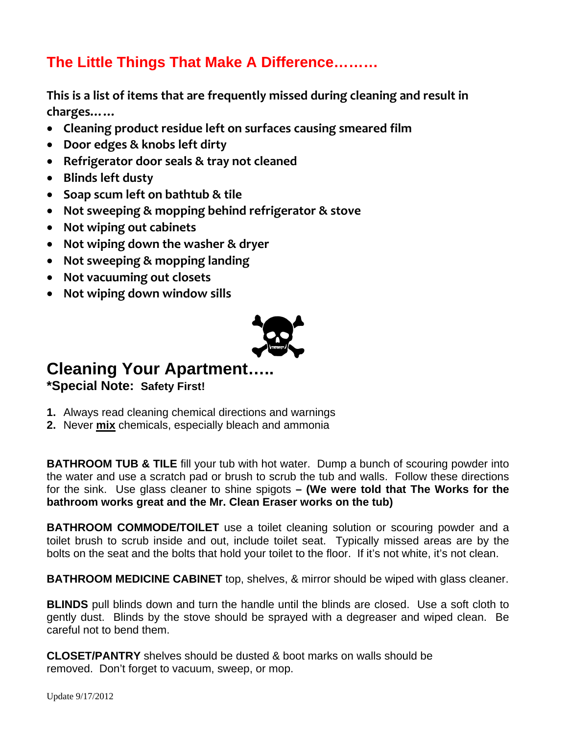## The Little Things That Make A Difference………

**This is a list of items that are frequently missed during cleaning and result in charges……**

- **Cleaning product residue left on surfaces causing smeared film**
- **Door edges & knobs left dirty**
- **Refrigerator door seals & tray not cleaned**
- **Blinds left dusty**
- **Soap scum left on bathtub & tile**
- **Not sweeping & mopping behind refrigerator & stove**
- **Not wiping out cabinets**
- **Not wiping down the washer & dryer**
- **Not sweeping & mopping landing**
- **Not vacuuming out closets**
- **Not wiping down window sills**

## Cleaning Your Apartment…..

**\*Special Note: Safety First!**

1. Always read cleaning chemical directions and warnings
2. Never **mix** chemicals, especially bleach and ammonia

**BATHROOM TUB & TILE** fill your tub with hot water. Dump a bunch of scouring powder into the water and use a scratch pad or brush to scrub the tub and walls. Follow these directions for the sink. Use glass cleaner to shine spigots **– (We were told that The Works for the bathroom works great and the Mr. Clean Eraser works on the tub)**

**BATHROOM COMMODE/TOILET** use a toilet cleaning solution or scouring powder and a toilet brush to scrub inside and out, include toilet seat. Typically missed areas are by the bolts on the seat and the bolts that hold your toilet to the floor. If it's not white, it's not clean.

**BATHROOM MEDICINE CABINET** top, shelves, & mirror should be wiped with glass cleaner.

**BLINDS** pull blinds down and turn the handle until the blinds are closed. Use a soft cloth to gently dust. Blinds by the stove should be sprayed with a degreaser and wiped clean. Be careful not to bend them.

**CLOSET/PANTRY** shelves should be dusted & boot marks on walls should be removed. Don't forget to vacuum, sweep, or mop.

Update 9/17/2012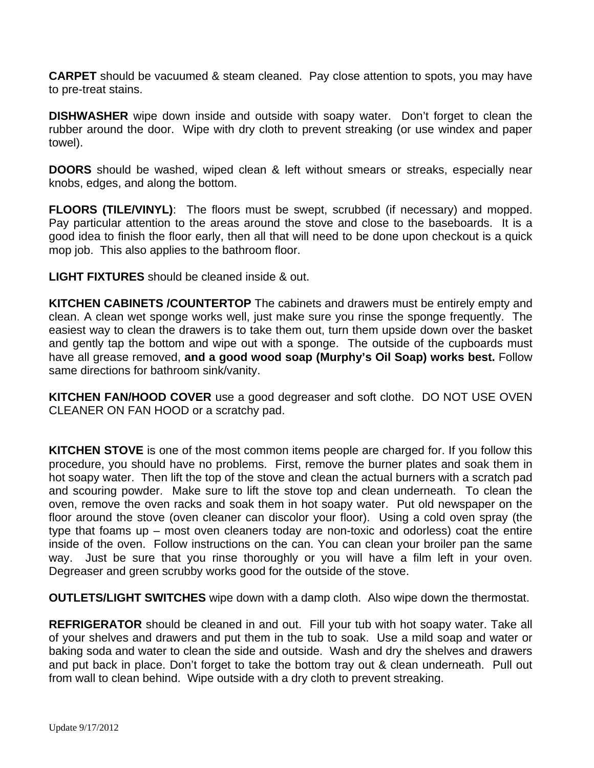**CARPET** should be vacuumed & steam cleaned. Pay close attention to spots, you may have to pre-treat stains.

**DISHWASHER** wipe down inside and outside with soapy water. Don't forget to clean the rubber around the door. Wipe with dry cloth to prevent streaking (or use windex and paper towel).

**DOORS** should be washed, wiped clean & left without smears or streaks, especially near knobs, edges, and along the bottom.

**FLOORS (TILE/VINYL)**: The floors must be swept, scrubbed (if necessary) and mopped. Pay particular attention to the areas around the stove and close to the baseboards. It is a good idea to finish the floor early, then all that will need to be done upon checkout is a quick mop job. This also applies to the bathroom floor.

**LIGHT FIXTURES** should be cleaned inside & out.

**KITCHEN CABINETS /COUNTERTOP** The cabinets and drawers must be entirely empty and clean. A clean wet sponge works well, just make sure you rinse the sponge frequently. The easiest way to clean the drawers is to take them out, turn them upside down over the basket and gently tap the bottom and wipe out with a sponge. The outside of the cupboards must have all grease removed, **and a good wood soap (Murphy's Oil Soap) works best.** Follow same directions for bathroom sink/vanity.

**KITCHEN FAN/HOOD COVER** use a good degreaser and soft clothe. DO NOT USE OVEN CLEANER ON FAN HOOD or a scratchy pad.

**KITCHEN STOVE** is one of the most common items people are charged for. If you follow this procedure, you should have no problems. First, remove the burner plates and soak them in hot soapy water. Then lift the top of the stove and clean the actual burners with a scratch pad and scouring powder. Make sure to lift the stove top and clean underneath. To clean the oven, remove the oven racks and soak them in hot soapy water. Put old newspaper on the floor around the stove (oven cleaner can discolor your floor). Using a cold oven spray (the type that foams up – most oven cleaners today are non-toxic and odorless) coat the entire inside of the oven. Follow instructions on the can. You can clean your broiler pan the same way. Just be sure that you rinse thoroughly or you will have a film left in your oven. Degreaser and green scrubby works good for the outside of the stove.

**OUTLETS/LIGHT SWITCHES** wipe down with a damp cloth. Also wipe down the thermostat.

**REFRIGERATOR** should be cleaned in and out. Fill your tub with hot soapy water. Take all of your shelves and drawers and put them in the tub to soak. Use a mild soap and water or baking soda and water to clean the side and outside. Wash and dry the shelves and drawers and put back in place. Don't forget to take the bottom tray out & clean underneath. Pull out from wall to clean behind. Wipe outside with a dry cloth to prevent streaking.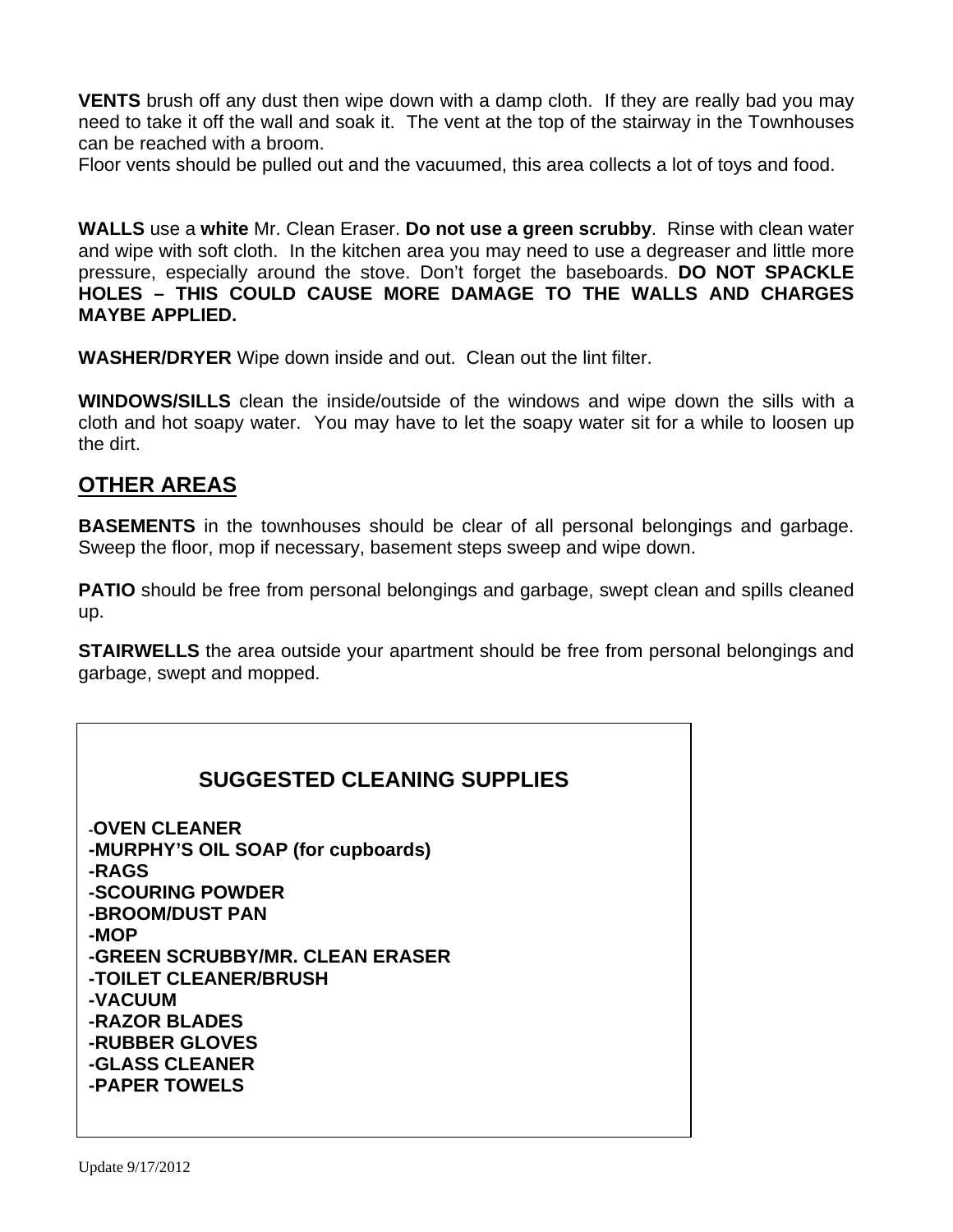**VENTS** brush off any dust then wipe down with a damp cloth. If they are really bad you may need to take it off the wall and soak it. The vent at the top of the stairway in the Townhouses can be reached with a broom.
Floor vents should be pulled out and the vacuumed, this area collects a lot of toys and food.

**WALLS** use a **white** Mr. Clean Eraser. **Do not use a green scrubby**. Rinse with clean water and wipe with soft cloth. In the kitchen area you may need to use a degreaser and little more pressure, especially around the stove. Don't forget the baseboards. **DO NOT SPACKLE HOLES – THIS COULD CAUSE MORE DAMAGE TO THE WALLS AND CHARGES MAYBE APPLIED.**

**WASHER/DRYER** Wipe down inside and out. Clean out the lint filter.

**WINDOWS/SILLS** clean the inside/outside of the windows and wipe down the sills with a cloth and hot soapy water. You may have to let the soapy water sit for a while to loosen up the dirt.

## OTHER AREAS

**BASEMENTS** in the townhouses should be clear of all personal belongings and garbage. Sweep the floor, mop if necessary, basement steps sweep and wipe down.

**PATIO** should be free from personal belongings and garbage, swept clean and spills cleaned up.

**STAIRWELLS** the area outside your apartment should be free from personal belongings and garbage, swept and mopped.

### SUGGESTED CLEANING SUPPLIES

**-OVEN CLEANER**
**-MURPHY'S OIL SOAP (for cupboards)**
**-RAGS**
**-SCOURING POWDER**
**-BROOM/DUST PAN**
**-MOP**
**-GREEN SCRUBBY/MR. CLEAN ERASER**
**-TOILET CLEANER/BRUSH**
**-VACUUM**
**-RAZOR BLADES**
**-RUBBER GLOVES**
**-GLASS CLEANER**
**-PAPER TOWELS**

Update 9/17/2012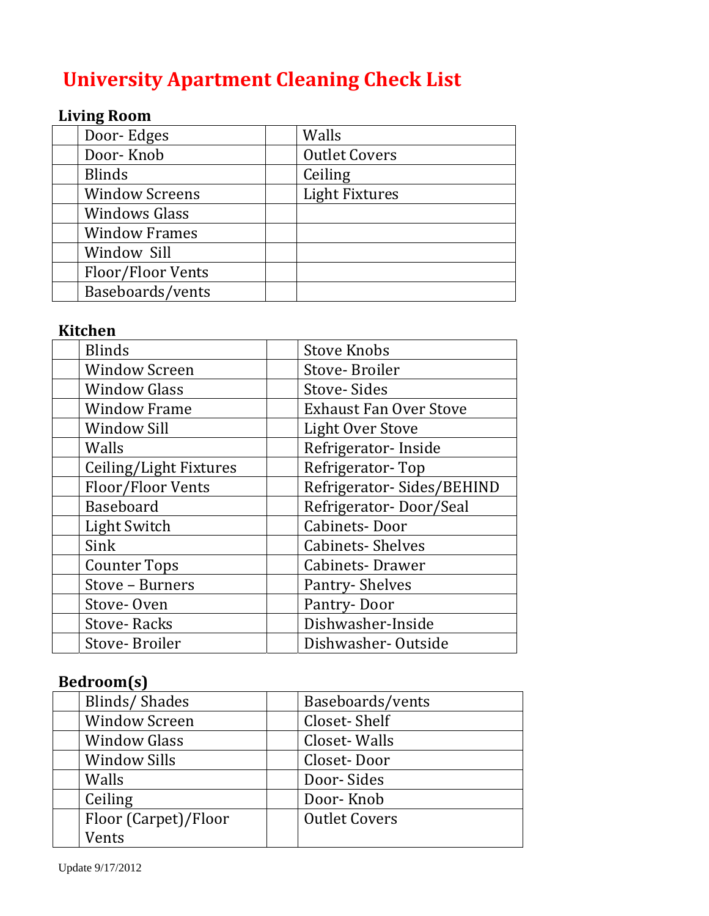# University Apartment Cleaning Check List

## Living Room

| | | | |
|---|---|---|---|
| | Door- Edges | | Walls |
| | Door- Knob | | Outlet Covers |
| | Blinds | | Ceiling |
| | Window Screens | | Light Fixtures |
| | Windows Glass | | |
| | Window Frames | | |
| | Window Sill | | |
| | Floor/Floor Vents | | |
| | Baseboards/vents | | |

## Kitchen

| | | | |
|---|---|---|---|
| | Blinds | | Stove Knobs |
| | Window Screen | | Stove- Broiler |
| | Window Glass | | Stove- Sides |
| | Window Frame | | Exhaust Fan Over Stove |
| | Window Sill | | Light Over Stove |
| | Walls | | Refrigerator- Inside |
| | Ceiling/Light Fixtures | | Refrigerator- Top |
| | Floor/Floor Vents | | Refrigerator- Sides/BEHIND |
| | Baseboard | | Refrigerator- Door/Seal |
| | Light Switch | | Cabinets- Door |
| | Sink | | Cabinets- Shelves |
| | Counter Tops | | Cabinets- Drawer |
| | Stove – Burners | | Pantry- Shelves |
| | Stove- Oven | | Pantry- Door |
| | Stove- Racks | | Dishwasher-Inside |
| | Stove- Broiler | | Dishwasher- Outside |

## Bedroom(s)

| | | | |
|---|---|---|---|
| | Blinds/ Shades | | Baseboards/vents |
| | Window Screen | | Closet- Shelf |
| | Window Glass | | Closet- Walls |
| | Window Sills | | Closet- Door |
| | Walls | | Door- Sides |
| | Ceiling | | Door- Knob |
| | Floor (Carpet)/Floor Vents | | Outlet Covers |

Update 9/17/2012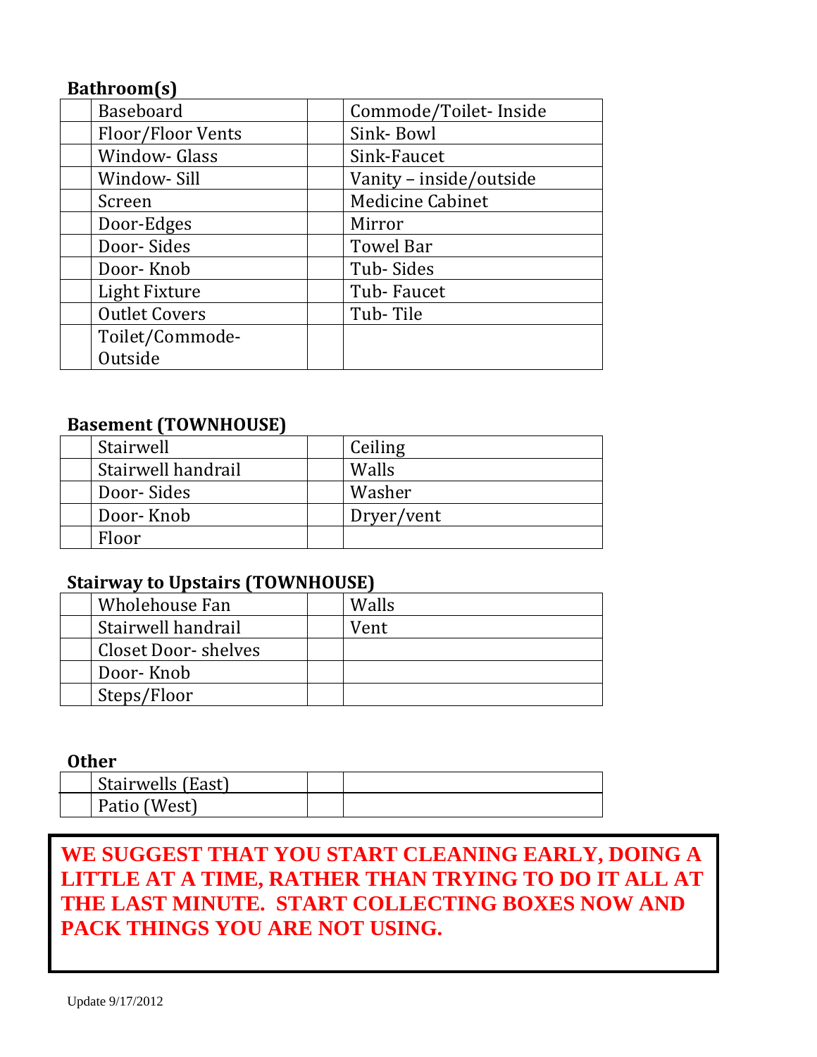**Bathroom(s)**

| | | | |
|---|---|---|---|
| | Baseboard | | Commode/Toilet- Inside |
| | Floor/Floor Vents | | Sink- Bowl |
| | Window- Glass | | Sink-Faucet |
| | Window- Sill | | Vanity – inside/outside |
| | Screen | | Medicine Cabinet |
| | Door-Edges | | Mirror |
| | Door- Sides | | Towel Bar |
| | Door- Knob | | Tub- Sides |
| | Light Fixture | | Tub- Faucet |
| | Outlet Covers | | Tub- Tile |
| | Toilet/Commode- Outside | | |

**Basement (TOWNHOUSE)**

| | | | |
|---|---|---|---|
| | Stairwell | | Ceiling |
| | Stairwell handrail | | Walls |
| | Door- Sides | | Washer |
| | Door- Knob | | Dryer/vent |
| | Floor | | |

**Stairway to Upstairs (TOWNHOUSE)**

| | | | |
|---|---|---|---|
| | Wholehouse Fan | | Walls |
| | Stairwell handrail | | Vent |
| | Closet Door- shelves | | |
| | Door- Knob | | |
| | Steps/Floor | | |

**Other**

| | | | |
|---|---|---|---|
| | Stairwells (East) | | |
| | Patio (West) | | |

**WE SUGGEST THAT YOU START CLEANING EARLY, DOING A LITTLE AT A TIME, RATHER THAN TRYING TO DO IT ALL AT THE LAST MINUTE. START COLLECTING BOXES NOW AND PACK THINGS YOU ARE NOT USING.**

Update 9/17/2012